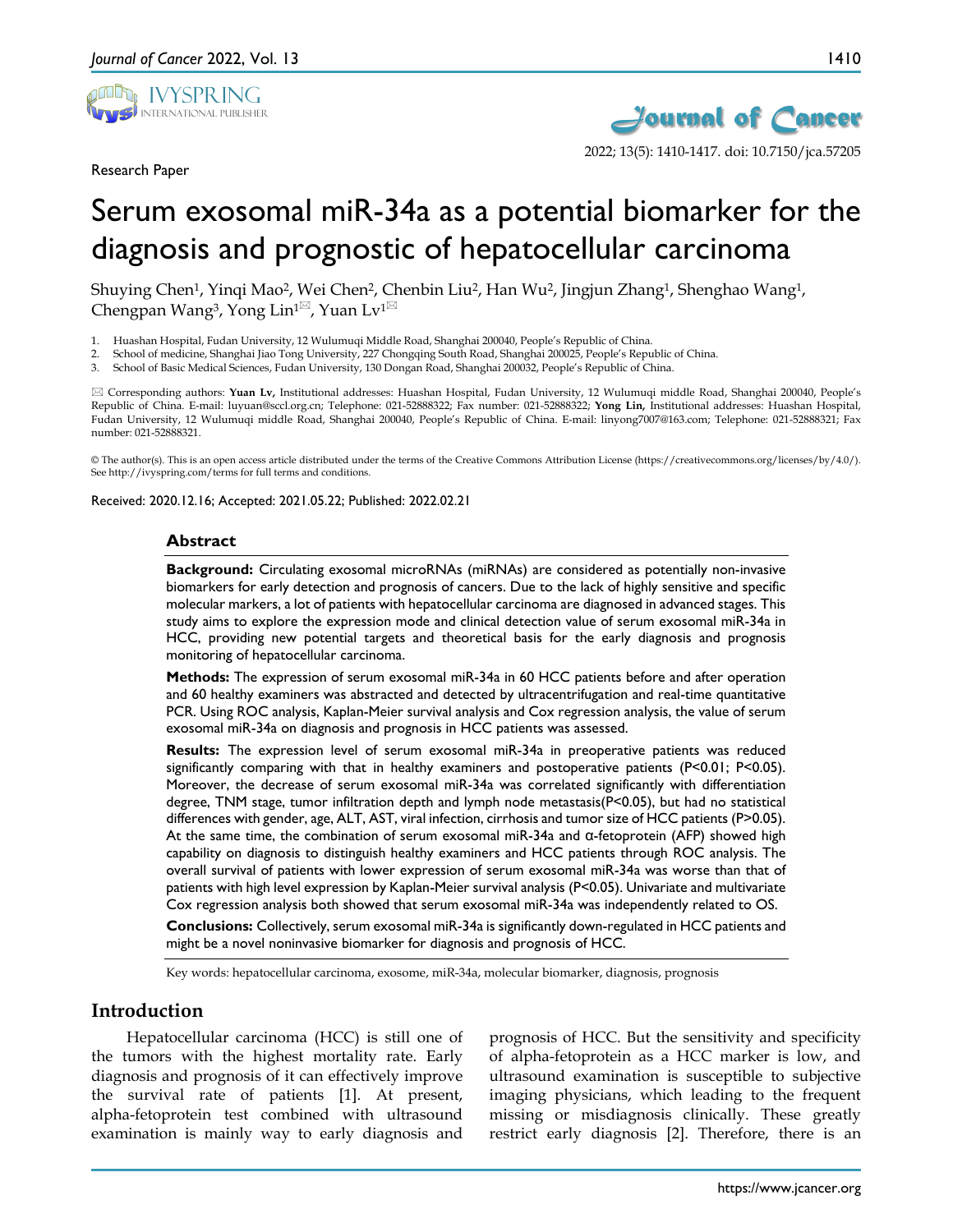Research Paper

# Serum exosomal miR-34a as a potential biomarker for the diagnosis and prognostic of hepatocellular carcinoma

Shuying Chen[1], Yinqi Mao[2], Wei Chen[2], Chenbin Liu[2], Han Wu[2], Jingjun Zhang[1], Shenghao Wang[1], Chengpan Wang[3], Yong Lin[1]✉, Yuan Lv[1]✉

1. Huashan Hospital, Fudan University, 12 Wulumuqi Middle Road, Shanghai 200040, People's Republic of China.
2. School of medicine, Shanghai Jiao Tong University, 227 Chongqing South Road, Shanghai 200025, People's Republic of China.
3. School of Basic Medical Sciences, Fudan University, 130 Dongan Road, Shanghai 200032, People's Republic of China.

✉ Corresponding authors: **Yuan Lv,** Institutional addresses: Huashan Hospital, Fudan University, 12 Wulumuqi middle Road, Shanghai 200040, People's Republic of China. E-mail: luyuan@sccl.org.cn; Telephone: 021-52888322; Fax number: 021-52888322; **Yong Lin,** Institutional addresses: Huashan Hospital, Fudan University, 12 Wulumuqi middle Road, Shanghai 200040, People's Republic of China. E-mail: linyong7007@163.com; Telephone: 021-52888321; Fax number: 021-52888321.

© The author(s). This is an open access article distributed under the terms of the Creative Commons Attribution License (https://creativecommons.org/licenses/by/4.0/). See http://ivyspring.com/terms for full terms and conditions.

Received: 2020.12.16; Accepted: 2021.05.22; Published: 2022.02.21

## Abstract

**Background:** Circulating exosomal microRNAs (miRNAs) are considered as potentially non-invasive biomarkers for early detection and prognosis of cancers. Due to the lack of highly sensitive and specific molecular markers, a lot of patients with hepatocellular carcinoma are diagnosed in advanced stages. This study aims to explore the expression mode and clinical detection value of serum exosomal miR-34a in HCC, providing new potential targets and theoretical basis for the early diagnosis and prognosis monitoring of hepatocellular carcinoma.

**Methods:** The expression of serum exosomal miR-34a in 60 HCC patients before and after operation and 60 healthy examiners was abstracted and detected by ultracentrifugation and real-time quantitative PCR. Using ROC analysis, Kaplan-Meier survival analysis and Cox regression analysis, the value of serum exosomal miR-34a on diagnosis and prognosis in HCC patients was assessed.

**Results:** The expression level of serum exosomal miR-34a in preoperative patients was reduced significantly comparing with that in healthy examiners and postoperative patients ($P<0.01$; $P<0.05$). Moreover, the decrease of serum exosomal miR-34a was correlated significantly with differentiation degree, TNM stage, tumor infiltration depth and lymph node metastasis($P<0.05$), but had no statistical differences with gender, age, ALT, AST, viral infection, cirrhosis and tumor size of HCC patients ($P>0.05$). At the same time, the combination of serum exosomal miR-34a and α-fetoprotein (AFP) showed high capability on diagnosis to distinguish healthy examiners and HCC patients through ROC analysis. The overall survival of patients with lower expression of serum exosomal miR-34a was worse than that of patients with high level expression by Kaplan-Meier survival analysis ($P<0.05$). Univariate and multivariate Cox regression analysis both showed that serum exosomal miR-34a was independently related to OS.

**Conclusions:** Collectively, serum exosomal miR-34a is significantly down-regulated in HCC patients and might be a novel noninvasive biomarker for diagnosis and prognosis of HCC.

Key words: hepatocellular carcinoma, exosome, miR-34a, molecular biomarker, diagnosis, prognosis

## Introduction

Hepatocellular carcinoma (HCC) is still one of the tumors with the highest mortality rate. Early diagnosis and prognosis of it can effectively improve the survival rate of patients [1]. At present, alpha-fetoprotein test combined with ultrasound examination is mainly way to early diagnosis and prognosis of HCC. But the sensitivity and specificity of alpha-fetoprotein as a HCC marker is low, and ultrasound examination is susceptible to subjective imaging physicians, which leading to the frequent missing or misdiagnosis clinically. These greatly restrict early diagnosis [2]. Therefore, there is an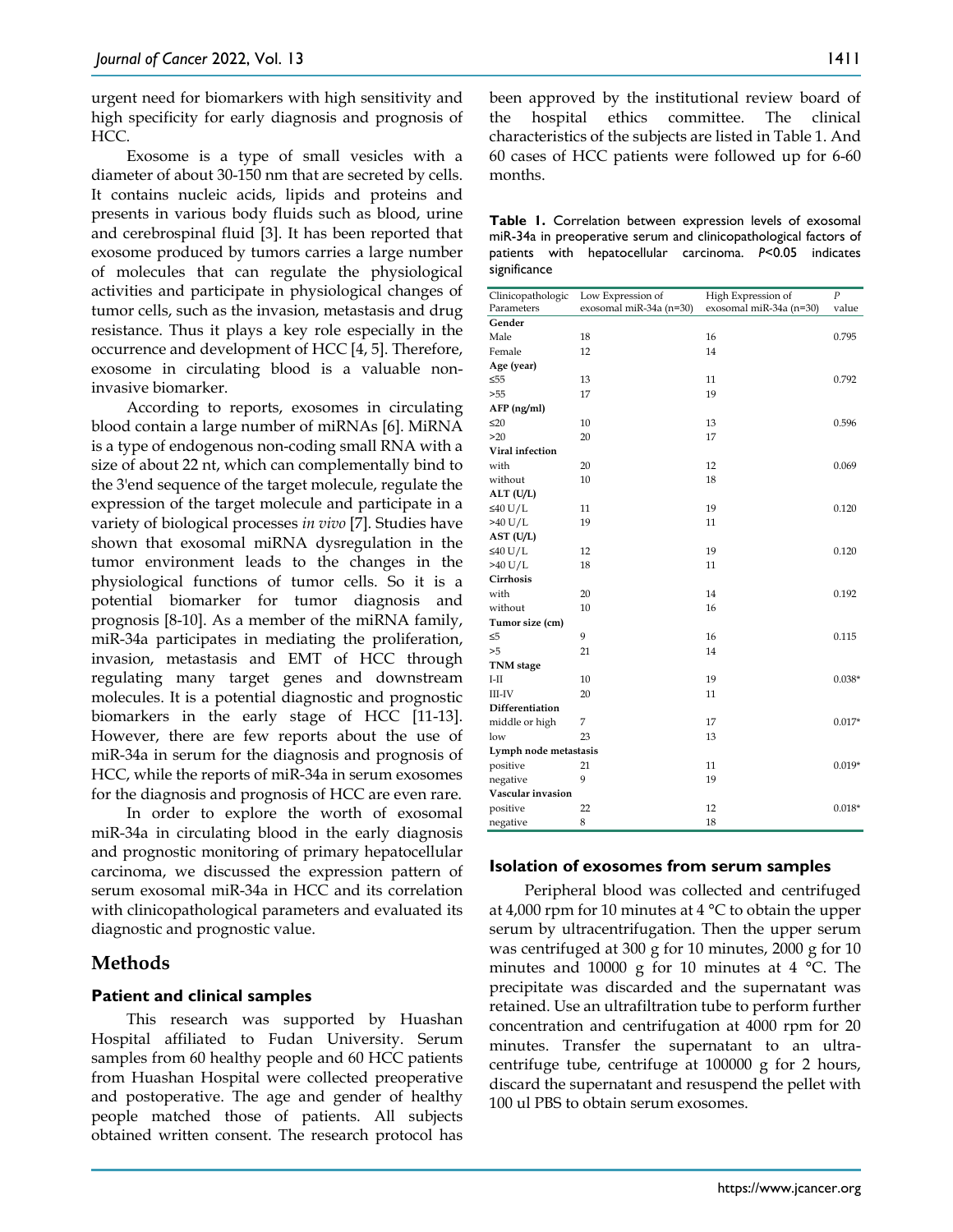urgent need for biomarkers with high sensitivity and high specificity for early diagnosis and prognosis of HCC.

Exosome is a type of small vesicles with a diameter of about 30-150 nm that are secreted by cells. It contains nucleic acids, lipids and proteins and presents in various body fluids such as blood, urine and cerebrospinal fluid [3]. It has been reported that exosome produced by tumors carries a large number of molecules that can regulate the physiological activities and participate in physiological changes of tumor cells, such as the invasion, metastasis and drug resistance. Thus it plays a key role especially in the occurrence and development of HCC [4, 5]. Therefore, exosome in circulating blood is a valuable non-invasive biomarker.

According to reports, exosomes in circulating blood contain a large number of miRNAs [6]. MiRNA is a type of endogenous non-coding small RNA with a size of about 22 nt, which can complementally bind to the 3'end sequence of the target molecule, regulate the expression of the target molecule and participate in a variety of biological processes *in vivo* [7]. Studies have shown that exosomal miRNA dysregulation in the tumor environment leads to the changes in the physiological functions of tumor cells. So it is a potential biomarker for tumor diagnosis and prognosis [8-10]. As a member of the miRNA family, miR-34a participates in mediating the proliferation, invasion, metastasis and EMT of HCC through regulating many target genes and downstream molecules. It is a potential diagnostic and prognostic biomarkers in the early stage of HCC [11-13]. However, there are few reports about the use of miR-34a in serum for the diagnosis and prognosis of HCC, while the reports of miR-34a in serum exosomes for the diagnosis and prognosis of HCC are even rare.

In order to explore the worth of exosomal miR-34a in circulating blood in the early diagnosis and prognostic monitoring of primary hepatocellular carcinoma, we discussed the expression pattern of serum exosomal miR-34a in HCC and its correlation with clinicopathological parameters and evaluated its diagnostic and prognostic value.

## Methods

### Patient and clinical samples

This research was supported by Huashan Hospital affiliated to Fudan University. Serum samples from 60 healthy people and 60 HCC patients from Huashan Hospital were collected preoperative and postoperative. The age and gender of healthy people matched those of patients. All subjects obtained written consent. The research protocol has been approved by the institutional review board of the hospital ethics committee. The clinical characteristics of the subjects are listed in Table 1. And 60 cases of HCC patients were followed up for 6-60 months.

**Table 1.** Correlation between expression levels of exosomal miR-34a in preoperative serum and clinicopathological factors of patients with hepatocellular carcinoma. *P*<0.05 indicates significance

| Clinicopathologic Parameters | Low Expression of exosomal miR-34a (n=30) | High Expression of exosomal miR-34a (n=30) | *P* value |
|---|---|---|---|
| **Gender** | | | |
| Male | 18 | 16 | 0.795 |
| Female | 12 | 14 | |
| **Age (year)** | | | |
| ≤55 | 13 | 11 | 0.792 |
| >55 | 17 | 19 | |
| **AFP (ng/ml)** | | | |
| ≤20 | 10 | 13 | 0.596 |
| >20 | 20 | 17 | |
| **Viral infection** | | | |
| with | 20 | 12 | 0.069 |
| without | 10 | 18 | |
| **ALT (U/L)** | | | |
| ≤40 U/L | 11 | 19 | 0.120 |
| >40 U/L | 19 | 11 | |
| **AST (U/L)** | | | |
| ≤40 U/L | 12 | 19 | 0.120 |
| >40 U/L | 18 | 11 | |
| **Cirrhosis** | | | |
| with | 20 | 14 | 0.192 |
| without | 10 | 16 | |
| **Tumor size (cm)** | | | |
| ≤5 | 9 | 16 | 0.115 |
| >5 | 21 | 14 | |
| **TNM stage** | | | |
| I-II | 10 | 19 | 0.038* |
| III-IV | 20 | 11 | |
| **Differentiation** | | | |
| middle or high | 7 | 17 | 0.017* |
| low | 23 | 13 | |
| **Lymph node metastasis** | | | |
| positive | 21 | 11 | 0.019* |
| negative | 9 | 19 | |
| **Vascular invasion** | | | |
| positive | 22 | 12 | 0.018* |
| negative | 8 | 18 | |

### Isolation of exosomes from serum samples

Peripheral blood was collected and centrifuged at 4,000 rpm for 10 minutes at 4 °C to obtain the upper serum by ultracentrifugation. Then the upper serum was centrifuged at 300 g for 10 minutes, 2000 g for 10 minutes and 10000 g for 10 minutes at 4 °C. The precipitate was discarded and the supernatant was retained. Use an ultrafiltration tube to perform further concentration and centrifugation at 4000 rpm for 20 minutes. Transfer the supernatant to an ultra-centrifuge tube, centrifuge at 100000 g for 2 hours, discard the supernatant and resuspend the pellet with 100 ul PBS to obtain serum exosomes.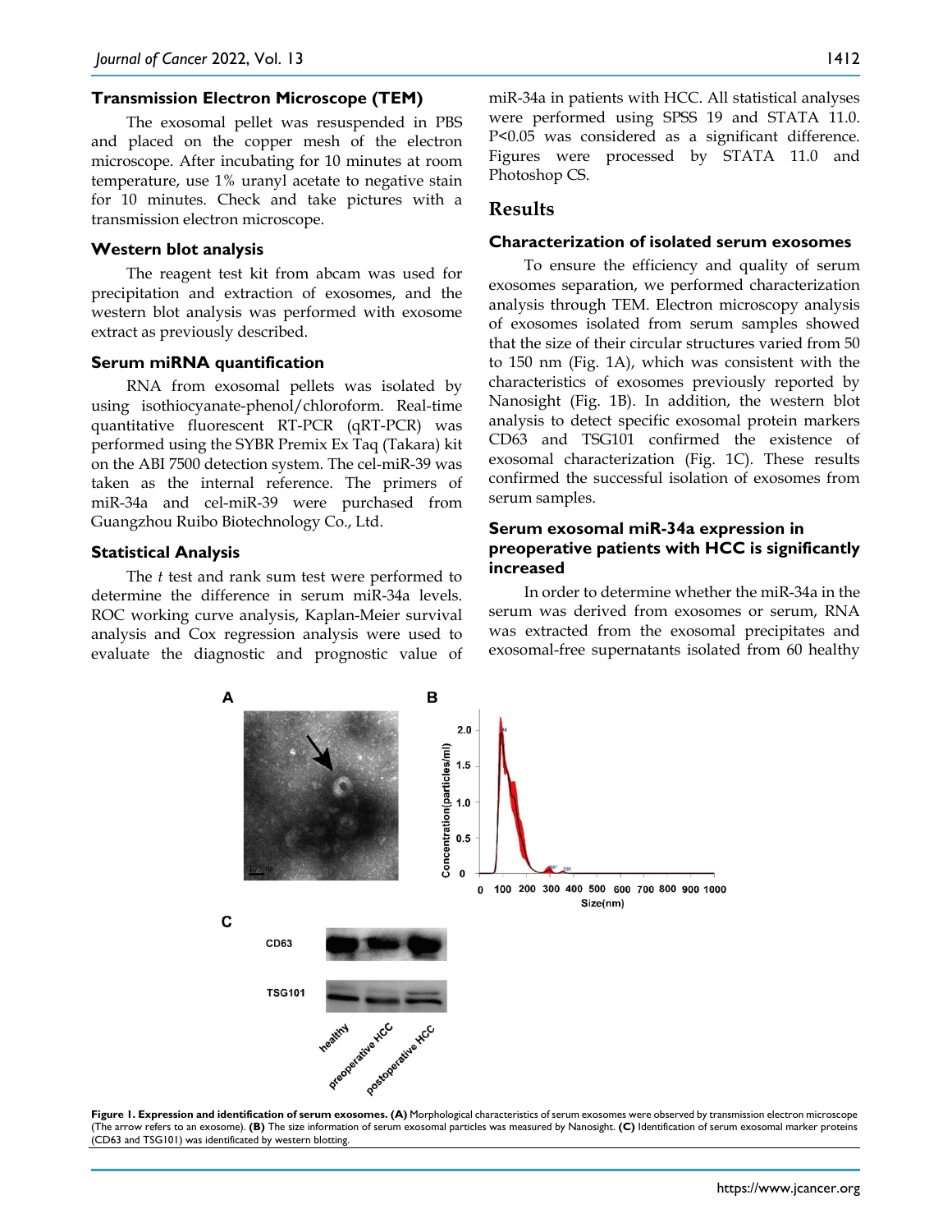### Transmission Electron Microscope (TEM)

The exosomal pellet was resuspended in PBS and placed on the copper mesh of the electron microscope. After incubating for 10 minutes at room temperature, use 1% uranyl acetate to negative stain for 10 minutes. Check and take pictures with a transmission electron microscope.

### Western blot analysis

The reagent test kit from abcam was used for precipitation and extraction of exosomes, and the western blot analysis was performed with exosome extract as previously described.

### Serum miRNA quantification

RNA from exosomal pellets was isolated by using isothiocyanate-phenol/chloroform. Real-time quantitative fluorescent RT-PCR (qRT-PCR) was performed using the SYBR Premix Ex Taq (Takara) kit on the ABI 7500 detection system. The cel-miR-39 was taken as the internal reference. The primers of miR-34a and cel-miR-39 were purchased from Guangzhou Ruibo Biotechnology Co., Ltd.

### Statistical Analysis

The *t* test and rank sum test were performed to determine the difference in serum miR-34a levels. ROC working curve analysis, Kaplan-Meier survival analysis and Cox regression analysis were used to evaluate the diagnostic and prognostic value of miR-34a in patients with HCC. All statistical analyses were performed using SPSS 19 and STATA 11.0. $P<0.05$ was considered as a significant difference. Figures were processed by STATA 11.0 and Photoshop CS.

## Results

### Characterization of isolated serum exosomes

To ensure the efficiency and quality of serum exosomes separation, we performed characterization analysis through TEM. Electron microscopy analysis of exosomes isolated from serum samples showed that the size of their circular structures varied from 50 to 150 nm (Fig. 1A), which was consistent with the characteristics of exosomes previously reported by Nanosight (Fig. 1B). In addition, the western blot analysis to detect specific exosomal protein markers CD63 and TSG101 confirmed the existence of exosomal characterization (Fig. 1C). These results confirmed the successful isolation of exosomes from serum samples.

### Serum exosomal miR-34a expression in preoperative patients with HCC is significantly increased

In order to determine whether the miR-34a in the serum was derived from exosomes or serum, RNA was extracted from the exosomal precipitates and exosomal-free supernatants isolated from 60 healthy

**Figure 1. Expression and identification of serum exosomes. (A)** Morphological characteristics of serum exosomes were observed by transmission electron microscope (The arrow refers to an exosome). **(B)** The size information of serum exosomal particles was measured by Nanosight. **(C)** Identification of serum exosomal marker proteins (CD63 and TSG101) was identificated by western blotting.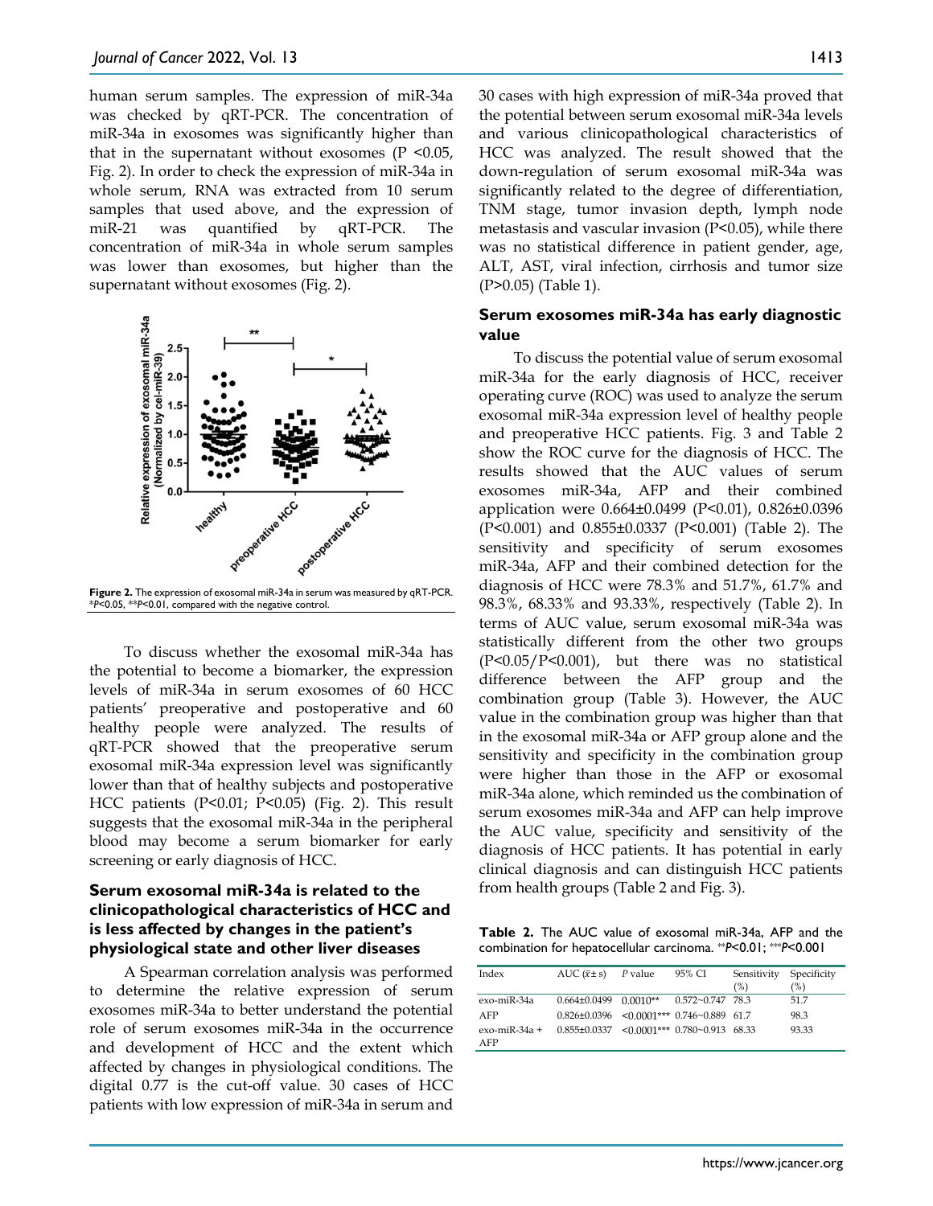human serum samples. The expression of miR-34a was checked by qRT-PCR. The concentration of miR-34a in exosomes was significantly higher than that in the supernatant without exosomes (P <0.05, Fig. 2). In order to check the expression of miR-34a in whole serum, RNA was extracted from 10 serum samples that used above, and the expression of miR-21 was quantified by qRT-PCR. The concentration of miR-34a in whole serum samples was lower than exosomes, but higher than the supernatant without exosomes (Fig. 2).

**Figure 2.** The expression of exosomal miR-34a in serum was measured by qRT-PCR. \**P*<0.05, \*\**P*<0.01, compared with the negative control.

To discuss whether the exosomal miR-34a has the potential to become a biomarker, the expression levels of miR-34a in serum exosomes of 60 HCC patients' preoperative and postoperative and 60 healthy people were analyzed. The results of qRT-PCR showed that the preoperative serum exosomal miR-34a expression level was significantly lower than that of healthy subjects and postoperative HCC patients (P<0.01; P<0.05) (Fig. 2). This result suggests that the exosomal miR-34a in the peripheral blood may become a serum biomarker for early screening or early diagnosis of HCC.

### Serum exosomal miR-34a is related to the clinicopathological characteristics of HCC and is less affected by changes in the patient's physiological state and other liver diseases

A Spearman correlation analysis was performed to determine the relative expression of serum exosomes miR-34a to better understand the potential role of serum exosomes miR-34a in the occurrence and development of HCC and the extent which affected by changes in physiological conditions. The digital 0.77 is the cut-off value. 30 cases of HCC patients with low expression of miR-34a in serum and 30 cases with high expression of miR-34a proved that the potential between serum exosomal miR-34a levels and various clinicopathological characteristics of HCC was analyzed. The result showed that the down-regulation of serum exosomal miR-34a was significantly related to the degree of differentiation, TNM stage, tumor invasion depth, lymph node metastasis and vascular invasion (P<0.05), while there was no statistical difference in patient gender, age, ALT, AST, viral infection, cirrhosis and tumor size (P>0.05) (Table 1).

### Serum exosomes miR-34a has early diagnostic value

To discuss the potential value of serum exosomal miR-34a for the early diagnosis of HCC, receiver operating curve (ROC) was used to analyze the serum exosomal miR-34a expression level of healthy people and preoperative HCC patients. Fig. 3 and Table 2 show the ROC curve for the diagnosis of HCC. The results showed that the AUC values of serum exosomes miR-34a, AFP and their combined application were 0.664±0.0499 (P<0.01), 0.826±0.0396 (P<0.001) and 0.855±0.0337 (P<0.001) (Table 2). The sensitivity and specificity of serum exosomes miR-34a, AFP and their combined detection for the diagnosis of HCC were 78.3% and 51.7%, 61.7% and 98.3%, 68.33% and 93.33%, respectively (Table 2). In terms of AUC value, serum exosomal miR-34a was statistically different from the other two groups (P<0.05/P<0.001), but there was no statistical difference between the AFP group and the combination group (Table 3). However, the AUC value in the combination group was higher than that in the exosomal miR-34a or AFP group alone and the sensitivity and specificity in the combination group were higher than those in the AFP or exosomal miR-34a alone, which reminded us the combination of serum exosomes miR-34a and AFP can help improve the AUC value, specificity and sensitivity of the diagnosis of HCC patients. It has potential in early clinical diagnosis and can distinguish HCC patients from health groups (Table 2 and Fig. 3).

**Table 2.** The AUC value of exosomal miR-34a, AFP and the combination for hepatocellular carcinoma. \*\**P*<0.01; \*\*\**P*<0.001

| Index | AUC ($\bar{x}\pm s$) | *P* value | 95% CI | Sensitivity (%) | Specificity (%) |
|---|---|---|---|---|---|
| exo-miR-34a | 0.664±0.0499 | 0.0010** | 0.572~0.747 | 78.3 | 51.7 |
| AFP | 0.826±0.0396 | <0.0001*** | 0.746~0.889 | 61.7 | 98.3 |
| exo-miR-34a + AFP | 0.855±0.0337 | <0.0001*** | 0.780~0.913 | 68.33 | 93.33 |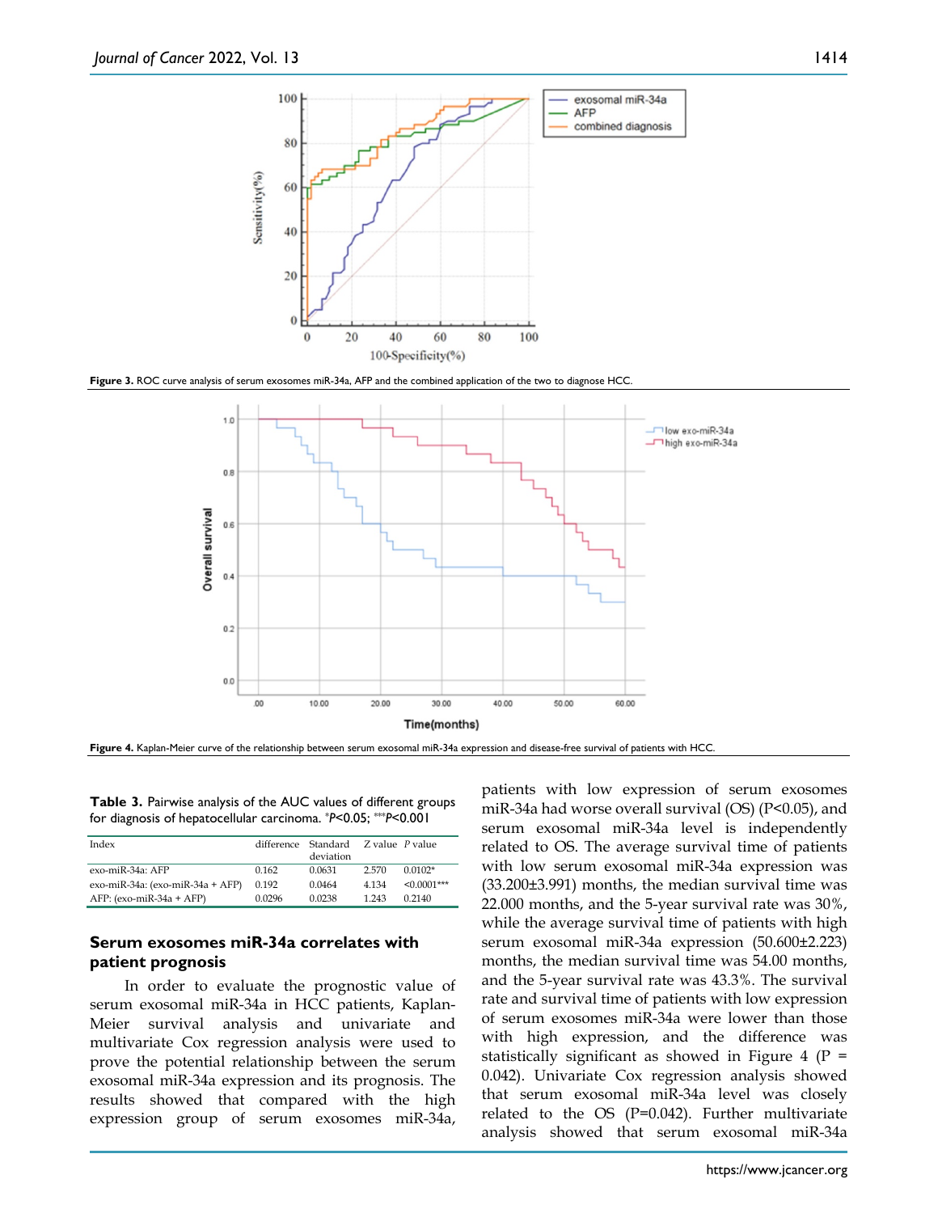Figure 3. ROC curve analysis of serum exosomes miR-34a, AFP and the combined application of the two to diagnose HCC.

Figure 4. Kaplan-Meier curve of the relationship between serum exosomal miR-34a expression and disease-free survival of patients with HCC.

**Table 3.** Pairwise analysis of the AUC values of different groups for diagnosis of hepatocellular carcinoma. *P<0.05; ***P<0.001

| Index | difference | Standard deviation | Z value | P value |
|---|---|---|---|---|
| exo-miR-34a: AFP | 0.162 | 0.0631 | 2.570 | 0.0102* |
| exo-miR-34a: (exo-miR-34a + AFP) | 0.192 | 0.0464 | 4.134 | <0.0001*** |
| AFP: (exo-miR-34a + AFP) | 0.0296 | 0.0238 | 1.243 | 0.2140 |

## Serum exosomes miR-34a correlates with patient prognosis

In order to evaluate the prognostic value of serum exosomal miR-34a in HCC patients, Kaplan-Meier survival analysis and univariate and multivariate Cox regression analysis were used to prove the potential relationship between the serum exosomal miR-34a expression and its prognosis. The results showed that compared with the high expression group of serum exosomes miR-34a, patients with low expression of serum exosomes miR-34a had worse overall survival (OS) (P<0.05), and serum exosomal miR-34a level is independently related to OS. The average survival time of patients with low serum exosomal miR-34a expression was (33.200±3.991) months, the median survival time was 22.000 months, and the 5-year survival rate was 30%, while the average survival time of patients with high serum exosomal miR-34a expression (50.600±2.223) months, the median survival time was 54.00 months, and the 5-year survival rate was 43.3%. The survival rate and survival time of patients with low expression of serum exosomes miR-34a were lower than those with high expression, and the difference was statistically significant as showed in Figure 4 (P = 0.042). Univariate Cox regression analysis showed that serum exosomal miR-34a level was closely related to the OS (P=0.042). Further multivariate analysis showed that serum exosomal miR-34a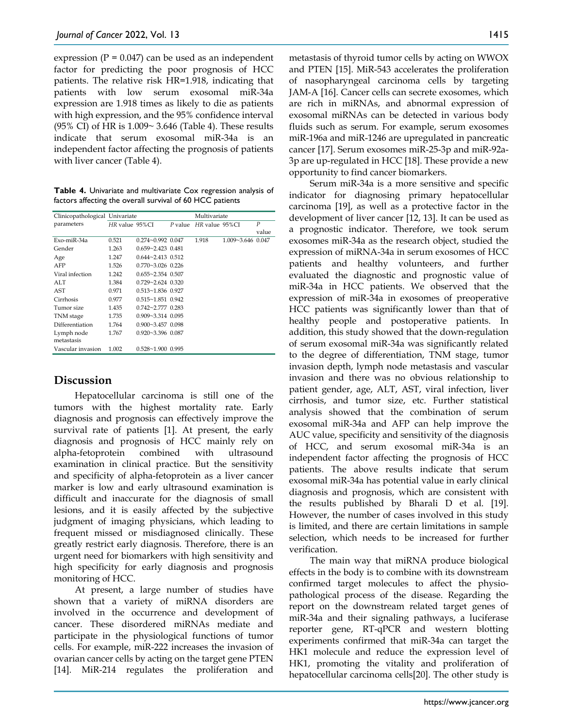expression (P = 0.047) can be used as an independent factor for predicting the poor prognosis of HCC patients. The relative risk HR=1.918, indicating that patients with low serum exosomal miR-34a expression are 1.918 times as likely to die as patients with high expression, and the 95% confidence interval (95% CI) of HR is 1.009~ 3.646 (Table 4). These results indicate that serum exosomal miR-34a is an independent factor affecting the prognosis of patients with liver cancer (Table 4).

**Table 4.** Univariate and multivariate Cox regression analysis of factors affecting the overall survival of 60 HCC patients

| Clinicopathological parameters | Univariate | | | Multivariate | | |
|---|---|---|---|---|---|---|
| | *HR* value | 95%CI | *P* value | *HR* value | 95%CI | *P* value |
| Exo-miR-34a | 0.521 | 0.274~0.992 | 0.047 | 1.918 | 1.009~3.646 | 0.047 |
| Gender | 1.263 | 0.659~2.423 | 0.481 | | | |
| Age | 1.247 | 0.644~2.413 | 0.512 | | | |
| AFP | 1.526 | 0.770~3.026 | 0.226 | | | |
| Viral infection | 1.242 | 0.655~2.354 | 0.507 | | | |
| ALT | 1.384 | 0.729~2.624 | 0.320 | | | |
| AST | 0.971 | 0.513~1.836 | 0.927 | | | |
| Cirrhosis | 0.977 | 0.515~1.851 | 0.942 | | | |
| Tumor size | 1.435 | 0.742~2.777 | 0.283 | | | |
| TNM stage | 1.735 | 0.909~3.314 | 0.095 | | | |
| Differentiation | 1.764 | 0.900~3.457 | 0.098 | | | |
| Lymph node metastasis | 1.767 | 0.920~3.396 | 0.087 | | | |
| Vascular invasion | 1.002 | 0.528~1.900 | 0.995 | | | |

## Discussion

Hepatocellular carcinoma is still one of the tumors with the highest mortality rate. Early diagnosis and prognosis can effectively improve the survival rate of patients [1]. At present, the early diagnosis and prognosis of HCC mainly rely on alpha-fetoprotein combined with ultrasound examination in clinical practice. But the sensitivity and specificity of alpha-fetoprotein as a liver cancer marker is low and early ultrasound examination is difficult and inaccurate for the diagnosis of small lesions, and it is easily affected by the subjective judgment of imaging physicians, which leading to frequent missed or misdiagnosed clinically. These greatly restrict early diagnosis. Therefore, there is an urgent need for biomarkers with high sensitivity and high specificity for early diagnosis and prognosis monitoring of HCC.

At present, a large number of studies have shown that a variety of miRNA disorders are involved in the occurrence and development of cancer. These disordered miRNAs mediate and participate in the physiological functions of tumor cells. For example, miR-222 increases the invasion of ovarian cancer cells by acting on the target gene PTEN [14]. MiR-214 regulates the proliferation and metastasis of thyroid tumor cells by acting on WWOX and PTEN [15]. MiR-543 accelerates the proliferation of nasopharyngeal carcinoma cells by targeting JAM-A [16]. Cancer cells can secrete exosomes, which are rich in miRNAs, and abnormal expression of exosomal miRNAs can be detected in various body fluids such as serum. For example, serum exosomes miR-196a and miR-1246 are upregulated in pancreatic cancer [17]. Serum exosomes miR-25-3p and miR-92a-3p are up-regulated in HCC [18]. These provide a new opportunity to find cancer biomarkers.

Serum miR-34a is a more sensitive and specific indicator for diagnosing primary hepatocellular carcinoma [19], as well as a protective factor in the development of liver cancer [12, 13]. It can be used as a prognostic indicator. Therefore, we took serum exosomes miR-34a as the research object, studied the expression of miRNA-34a in serum exosomes of HCC patients and healthy volunteers, and further evaluated the diagnostic and prognostic value of miR-34a in HCC patients. We observed that the expression of miR-34a in exosomes of preoperative HCC patients was significantly lower than that of healthy people and postoperative patients. In addition, this study showed that the down-regulation of serum exosomal miR-34a was significantly related to the degree of differentiation, TNM stage, tumor invasion depth, lymph node metastasis and vascular invasion and there was no obvious relationship to patient gender, age, ALT, AST, viral infection, liver cirrhosis, and tumor size, etc. Further statistical analysis showed that the combination of serum exosomal miR-34a and AFP can help improve the AUC value, specificity and sensitivity of the diagnosis of HCC, and serum exosomal miR-34a is an independent factor affecting the prognosis of HCC patients. The above results indicate that serum exosomal miR-34a has potential value in early clinical diagnosis and prognosis, which are consistent with the results published by Bharali D et al. [19]. However, the number of cases involved in this study is limited, and there are certain limitations in sample selection, which needs to be increased for further verification.

The main way that miRNA produce biological effects in the body is to combine with its downstream confirmed target molecules to affect the physio-pathological process of the disease. Regarding the report on the downstream related target genes of miR-34a and their signaling pathways, a luciferase reporter gene, RT-qPCR and western blotting experiments confirmed that miR-34a can target the HK1 molecule and reduce the expression level of HK1, promoting the vitality and proliferation of hepatocellular carcinoma cells[20]. The other study is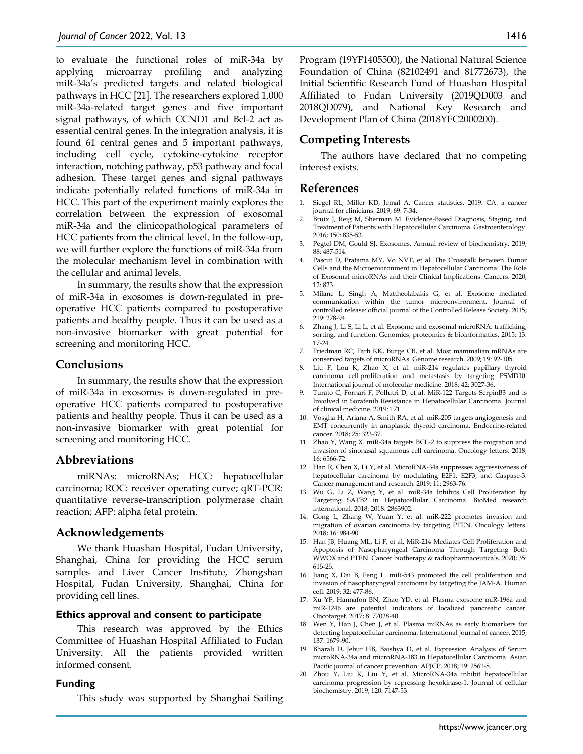to evaluate the functional roles of miR-34a by applying microarray profiling and analyzing miR-34a's predicted targets and related biological pathways in HCC [21]. The researchers explored 1,000 miR-34a-related target genes and five important signal pathways, of which CCND1 and Bcl-2 act as essential central genes. In the integration analysis, it is found 61 central genes and 5 important pathways, including cell cycle, cytokine-cytokine receptor interaction, notching pathway, p53 pathway and focal adhesion. These target genes and signal pathways indicate potentially related functions of miR-34a in HCC. This part of the experiment mainly explores the correlation between the expression of exosomal miR-34a and the clinicopathological parameters of HCC patients from the clinical level. In the follow-up, we will further explore the functions of miR-34a from the molecular mechanism level in combination with the cellular and animal levels.

In summary, the results show that the expression of miR-34a in exosomes is down-regulated in pre-operative HCC patients compared to postoperative patients and healthy people. Thus it can be used as a non-invasive biomarker with great potential for screening and monitoring HCC.

## Conclusions

In summary, the results show that the expression of miR-34a in exosomes is down-regulated in pre-operative HCC patients compared to postoperative patients and healthy people. Thus it can be used as a non-invasive biomarker with great potential for screening and monitoring HCC.

## Abbreviations

miRNAs: microRNAs; HCC: hepatocellular carcinoma; ROC: receiver operating curve; qRT-PCR: quantitative reverse-transcription polymerase chain reaction; AFP: alpha fetal protein.

## Acknowledgements

We thank Huashan Hospital, Fudan University, Shanghai, China for providing the HCC serum samples and Liver Cancer Institute, Zhongshan Hospital, Fudan University, Shanghai, China for providing cell lines.

### Ethics approval and consent to participate

This research was approved by the Ethics Committee of Huashan Hospital Affiliated to Fudan University. All the patients provided written informed consent.

### Funding

This study was supported by Shanghai Sailing Program (19YF1405500), the National Natural Science Foundation of China (82102491 and 81772673), the Initial Scientific Research Fund of Huashan Hospital Affiliated to Fudan University (2019QD003 and 2018QD079), and National Key Research and Development Plan of China (2018YFC2000200).

## Competing Interests

The authors have declared that no competing interest exists.

## References

1. Siegel RL, Miller KD, Jemal A. Cancer statistics, 2019. CA: a cancer journal for clinicians. 2019; 69: 7-34.
2. Bruix J, Reig M, Sherman M. Evidence-Based Diagnosis, Staging, and Treatment of Patients with Hepatocellular Carcinoma. Gastroenterology. 2016; 150: 835-53.
3. Pegtel DM, Gould SJ. Exosomes. Annual review of biochemistry. 2019; 88: 487-514.
4. Pascut D, Pratama MY, Vo NVT, et al. The Crosstalk between Tumor Cells and the Microenvironment in Hepatocellular Carcinoma: The Role of Exosomal microRNAs and their Clinical Implications. Cancers. 2020; 12: 823.
5. Milane L, Singh A, Mattheolabakis G, et al. Exosome mediated communication within the tumor microenvironment. Journal of controlled release: official journal of the Controlled Release Society. 2015; 219: 278-94.
6. Zhang J, Li S, Li L, et al. Exosome and exosomal microRNA: trafficking, sorting, and function. Genomics, proteomics & bioinformatics. 2015; 13: 17-24.
7. Friedman RC, Farh KK, Burge CB, et al. Most mammalian mRNAs are conserved targets of microRNAs. Genome research. 2009; 19: 92-105.
8. Liu F, Lou K, Zhao X, et al. miR-214 regulates papillary thyroid carcinoma cell proliferation and metastasis by targeting PSMD10. International journal of molecular medicine. 2018; 42: 3027-36.
9. Turato C, Fornari F, Pollutri D, et al. MiR-122 Targets SerpinB3 and is Involved in Sorafenib Resistance in Hepatocellular Carcinoma. Journal of clinical medicine. 2019: 171.
10. Vosgha H, Ariana A, Smith RA, et al. miR-205 targets angiogenesis and EMT concurrently in anaplastic thyroid carcinoma. Endocrine-related cancer. 2018; 25: 323-37.
11. Zhao Y, Wang X. miR-34a targets BCL-2 to suppress the migration and invasion of sinonasal squamous cell carcinoma. Oncology letters. 2018; 16: 6566-72.
12. Han R, Chen X, Li Y, et al. MicroRNA-34a suppresses aggressiveness of hepatocellular carcinoma by modulating E2F1, E2F3, and Caspase-3. Cancer management and research. 2019; 11: 2963-76.
13. Wu G, Li Z, Wang Y, et al. miR-34a Inhibits Cell Proliferation by Targeting SATB2 in Hepatocellular Carcinoma. BioMed research international. 2018; 2018: 2863902.
14. Gong L, Zhang W, Yuan Y, et al. miR-222 promotes invasion and migration of ovarian carcinoma by targeting PTEN. Oncology letters. 2018; 16: 984-90.
15. Han JB, Huang ML, Li F, et al. MiR-214 Mediates Cell Proliferation and Apoptosis of Nasopharyngeal Carcinoma Through Targeting Both WWOX and PTEN. Cancer biotherapy & radiopharmaceuticals. 2020; 35: 615-25.
16. Jiang X, Dai B, Feng L. miR-543 promoted the cell proliferation and invasion of nasopharyngeal carcinoma by targeting the JAM-A. Human cell. 2019; 32: 477-86.
17. Xu YF, Hannafon BN, Zhao YD, et al. Plasma exosome miR-196a and miR-1246 are potential indicators of localized pancreatic cancer. Oncotarget. 2017; 8: 77028-40.
18. Wen Y, Han J, Chen J, et al. Plasma miRNAs as early biomarkers for detecting hepatocellular carcinoma. International journal of cancer. 2015; 137: 1679-90.
19. Bharali D, Jebur HB, Baishya D, et al. Expression Analysis of Serum microRNA-34a and microRNA-183 in Hepatocellular Carcinoma. Asian Pacific journal of cancer prevention: APJCP. 2018; 19: 2561-8.
20. Zhou Y, Liu K, Liu Y, et al. MicroRNA-34a inhibit hepatocellular carcinoma progression by repressing hexokinase-1. Journal of cellular biochemistry. 2019; 120: 7147-53.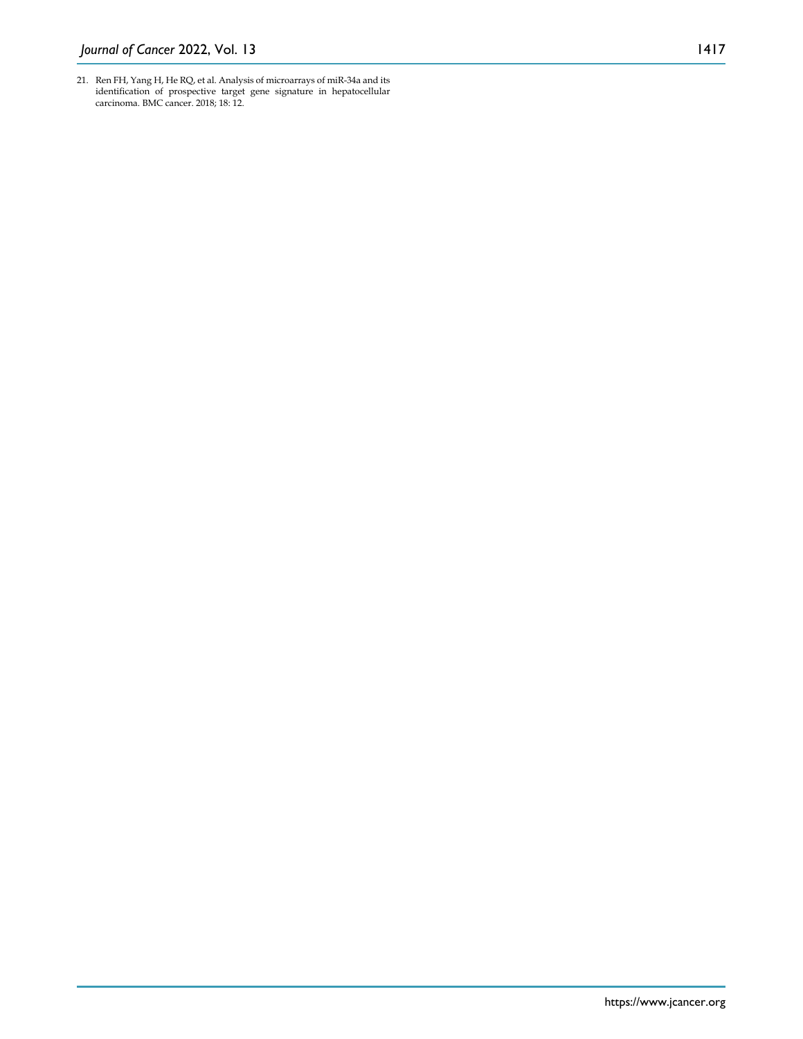21. Ren FH, Yang H, He RQ, et al. Analysis of microarrays of miR-34a and its identification of prospective target gene signature in hepatocellular carcinoma. BMC cancer. 2018; 18: 12.